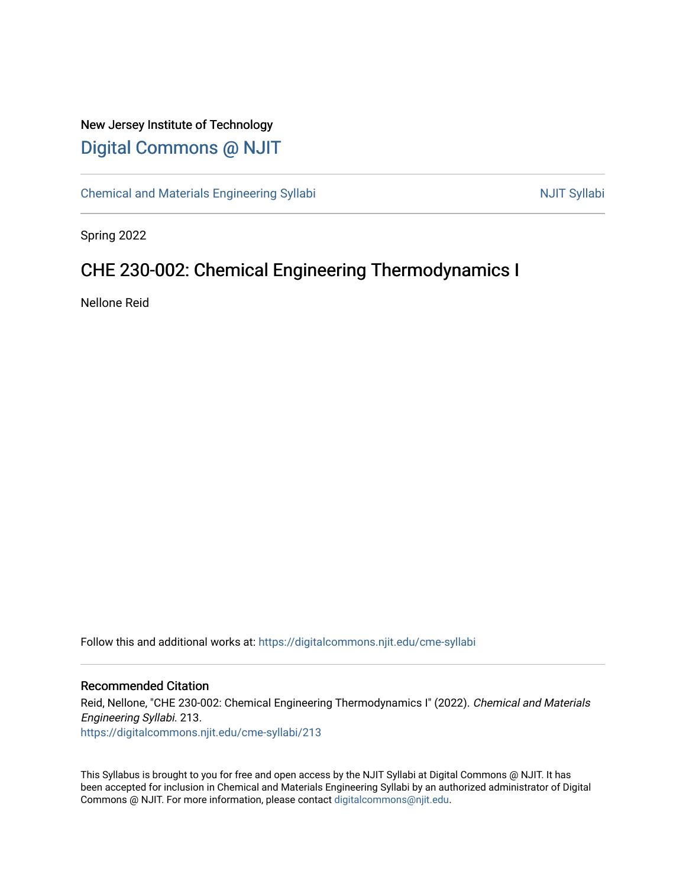New Jersey Institute of Technology

# Digital Commons @ NJIT

Chemical and Materials Engineering Syllabi | NJIT Syllabi

Spring 2022

## CHE 230-002: Chemical Engineering Thermodynamics I

Nellone Reid

Follow this and additional works at: https://digitalcommons.njit.edu/cme-syllabi

### Recommended Citation

Reid, Nellone, "CHE 230-002: Chemical Engineering Thermodynamics I" (2022). *Chemical and Materials Engineering Syllabi*. 213.
https://digitalcommons.njit.edu/cme-syllabi/213

This Syllabus is brought to you for free and open access by the NJIT Syllabi at Digital Commons @ NJIT. It has been accepted for inclusion in Chemical and Materials Engineering Syllabi by an authorized administrator of Digital Commons @ NJIT. For more information, please contact digitalcommons@njit.edu.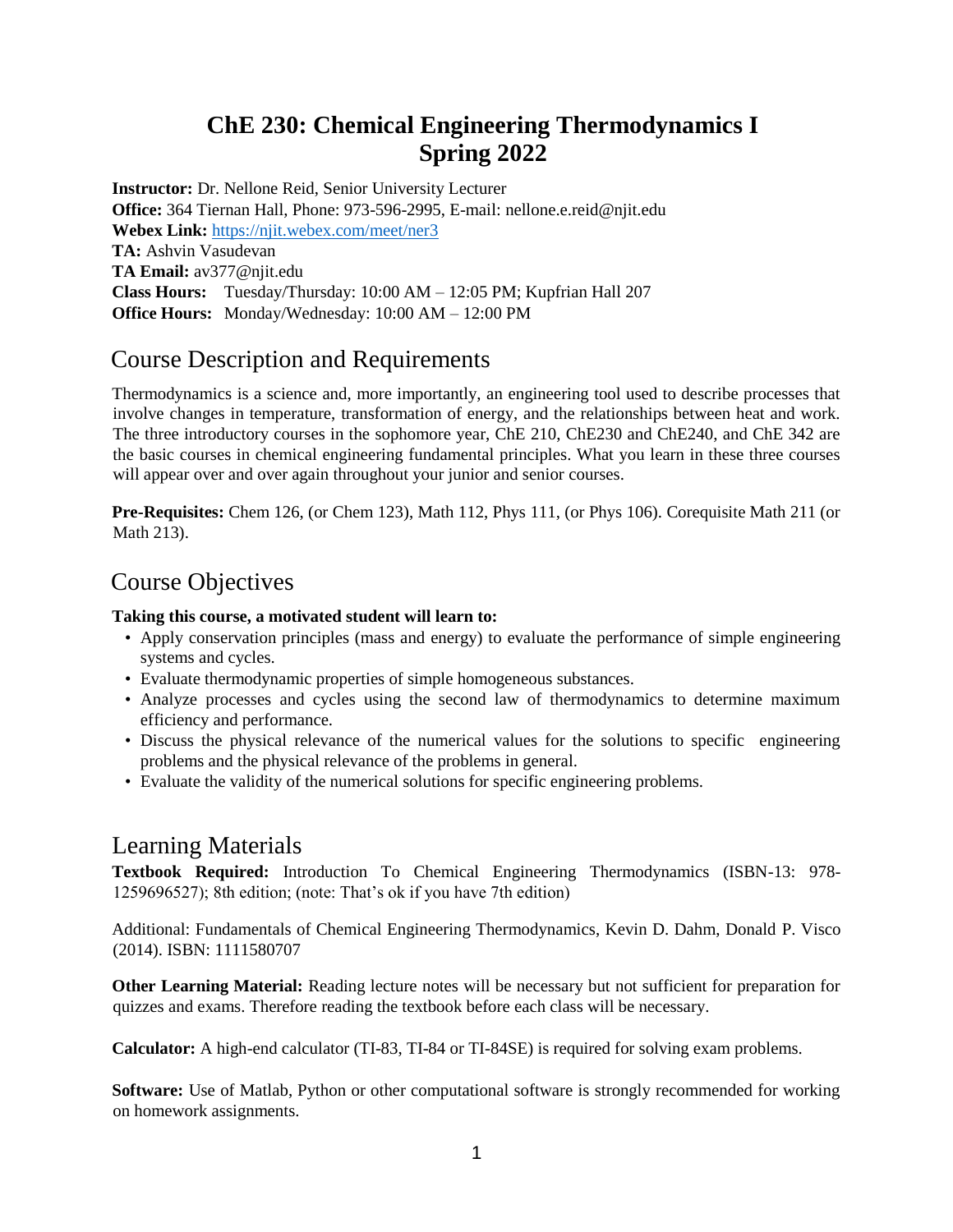# ChE 230: Chemical Engineering Thermodynamics I
# Spring 2022

**Instructor:** Dr. Nellone Reid, Senior University Lecturer
**Office:** 364 Tiernan Hall, Phone: 973-596-2995, E-mail: nellone.e.reid@njit.edu
**Webex Link:** https://njit.webex.com/meet/ner3
**TA:** Ashvin Vasudevan
**TA Email:** av377@njit.edu
**Class Hours:** Tuesday/Thursday: 10:00 AM – 12:05 PM; Kupfrian Hall 207
**Office Hours:** Monday/Wednesday: 10:00 AM – 12:00 PM

## Course Description and Requirements

Thermodynamics is a science and, more importantly, an engineering tool used to describe processes that involve changes in temperature, transformation of energy, and the relationships between heat and work. The three introductory courses in the sophomore year, ChE 210, ChE230 and ChE240, and ChE 342 are the basic courses in chemical engineering fundamental principles. What you learn in these three courses will appear over and over again throughout your junior and senior courses.

**Pre-Requisites:** Chem 126, (or Chem 123), Math 112, Phys 111, (or Phys 106). Corequisite Math 211 (or Math 213).

## Course Objectives

**Taking this course, a motivated student will learn to:**

- Apply conservation principles (mass and energy) to evaluate the performance of simple engineering systems and cycles.
- Evaluate thermodynamic properties of simple homogeneous substances.
- Analyze processes and cycles using the second law of thermodynamics to determine maximum efficiency and performance.
- Discuss the physical relevance of the numerical values for the solutions to specific engineering problems and the physical relevance of the problems in general.
- Evaluate the validity of the numerical solutions for specific engineering problems.

## Learning Materials

**Textbook Required:** Introduction To Chemical Engineering Thermodynamics (ISBN-13: 978-1259696527); 8th edition; (note: That's ok if you have 7th edition)

Additional: Fundamentals of Chemical Engineering Thermodynamics, Kevin D. Dahm, Donald P. Visco (2014). ISBN: 1111580707

**Other Learning Material:** Reading lecture notes will be necessary but not sufficient for preparation for quizzes and exams. Therefore reading the textbook before each class will be necessary.

**Calculator:** A high-end calculator (TI-83, TI-84 or TI-84SE) is required for solving exam problems.

**Software:** Use of Matlab, Python or other computational software is strongly recommended for working on homework assignments.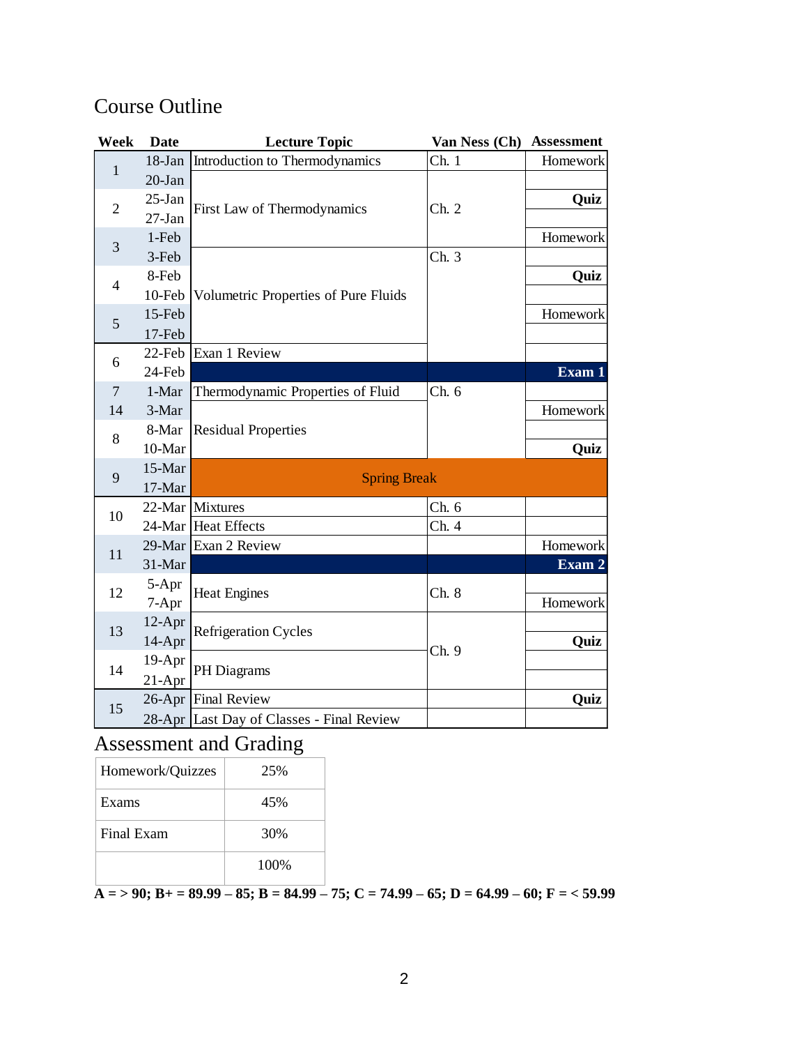## Course Outline

| Week | Date | Lecture Topic | Van Ness (Ch) | Assessment |
|---|---|---|---|---|
| 1 | 18-Jan | Introduction to Thermodynamics | Ch. 1 | Homework |
| | 20-Jan | First Law of Thermodynamics | Ch. 2 | |
| 2 | 25-Jan | | | **Quiz** |
| | 27-Jan | | | |
| 3 | 1-Feb | | | Homework |
| | 3-Feb | Volumetric Properties of Pure Fluids | Ch. 3 | |
| 4 | 8-Feb | | | **Quiz** |
| | 10-Feb | | | |
| 5 | 15-Feb | | | Homework |
| | 17-Feb | | | |
| 6 | 22-Feb | Exan 1 Review | | |
| | 24-Feb | | | **Exam 1** |
| 7 | 1-Mar | Thermodynamic Properties of Fluid | Ch. 6 | |
| 14 | 3-Mar | Residual Properties | | Homework |
| 8 | 8-Mar | | | |
| | 10-Mar | | | **Quiz** |
| 9 | 15-Mar | Spring Break | | |
| | 17-Mar | | | |
| 10 | 22-Mar | Mixtures | Ch. 6 | |
| | 24-Mar | Heat Effects | Ch. 4 | |
| 11 | 29-Mar | Exam 2 Review | | Homework |
| | 31-Mar | | | **Exam 2** |
| 12 | 5-Apr | Heat Engines | Ch. 8 | |
| | 7-Apr | | | Homework |
| 13 | 12-Apr | Refrigeration Cycles | Ch. 9 | |
| | 14-Apr | | | **Quiz** |
| 14 | 19-Apr | PH Diagrams | | |
| | 21-Apr | | | |
| 15 | 26-Apr | Final Review | | **Quiz** |
| | 28-Apr | Last Day of Classes - Final Review | | |

## Assessment and Grading

| | |
|---|---|
| Homework/Quizzes | 25% |
| Exams | 45% |
| Final Exam | 30% |
| | 100% |

**A = > 90; B+ = 89.99 – 85; B = 84.99 – 75; C = 74.99 – 65; D = 64.99 – 60; F = < 59.99**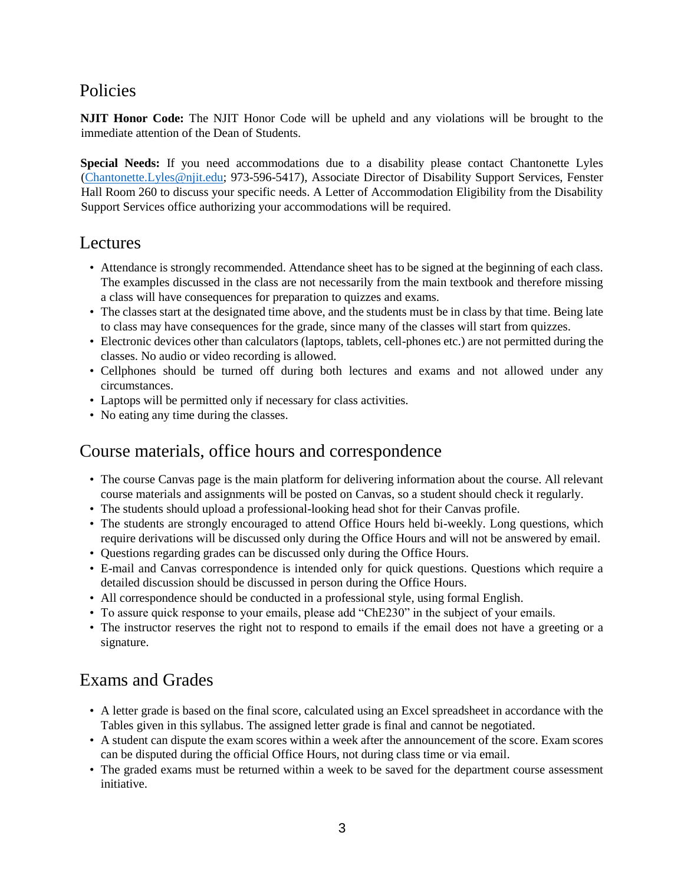## Policies

**NJIT Honor Code:** The NJIT Honor Code will be upheld and any violations will be brought to the immediate attention of the Dean of Students.

**Special Needs:** If you need accommodations due to a disability please contact Chantonette Lyles (Chantonette.Lyles@njit.edu; 973-596-5417), Associate Director of Disability Support Services, Fenster Hall Room 260 to discuss your specific needs. A Letter of Accommodation Eligibility from the Disability Support Services office authorizing your accommodations will be required.

## Lectures

- Attendance is strongly recommended. Attendance sheet has to be signed at the beginning of each class. The examples discussed in the class are not necessarily from the main textbook and therefore missing a class will have consequences for preparation to quizzes and exams.
- The classes start at the designated time above, and the students must be in class by that time. Being late to class may have consequences for the grade, since many of the classes will start from quizzes.
- Electronic devices other than calculators (laptops, tablets, cell-phones etc.) are not permitted during the classes. No audio or video recording is allowed.
- Cellphones should be turned off during both lectures and exams and not allowed under any circumstances.
- Laptops will be permitted only if necessary for class activities.
- No eating any time during the classes.

## Course materials, office hours and correspondence

- The course Canvas page is the main platform for delivering information about the course. All relevant course materials and assignments will be posted on Canvas, so a student should check it regularly.
- The students should upload a professional-looking head shot for their Canvas profile.
- The students are strongly encouraged to attend Office Hours held bi-weekly. Long questions, which require derivations will be discussed only during the Office Hours and will not be answered by email.
- Questions regarding grades can be discussed only during the Office Hours.
- E-mail and Canvas correspondence is intended only for quick questions. Questions which require a detailed discussion should be discussed in person during the Office Hours.
- All correspondence should be conducted in a professional style, using formal English.
- To assure quick response to your emails, please add "ChE230" in the subject of your emails.
- The instructor reserves the right not to respond to emails if the email does not have a greeting or a signature.

## Exams and Grades

- A letter grade is based on the final score, calculated using an Excel spreadsheet in accordance with the Tables given in this syllabus. The assigned letter grade is final and cannot be negotiated.
- A student can dispute the exam scores within a week after the announcement of the score. Exam scores can be disputed during the official Office Hours, not during class time or via email.
- The graded exams must be returned within a week to be saved for the department course assessment initiative.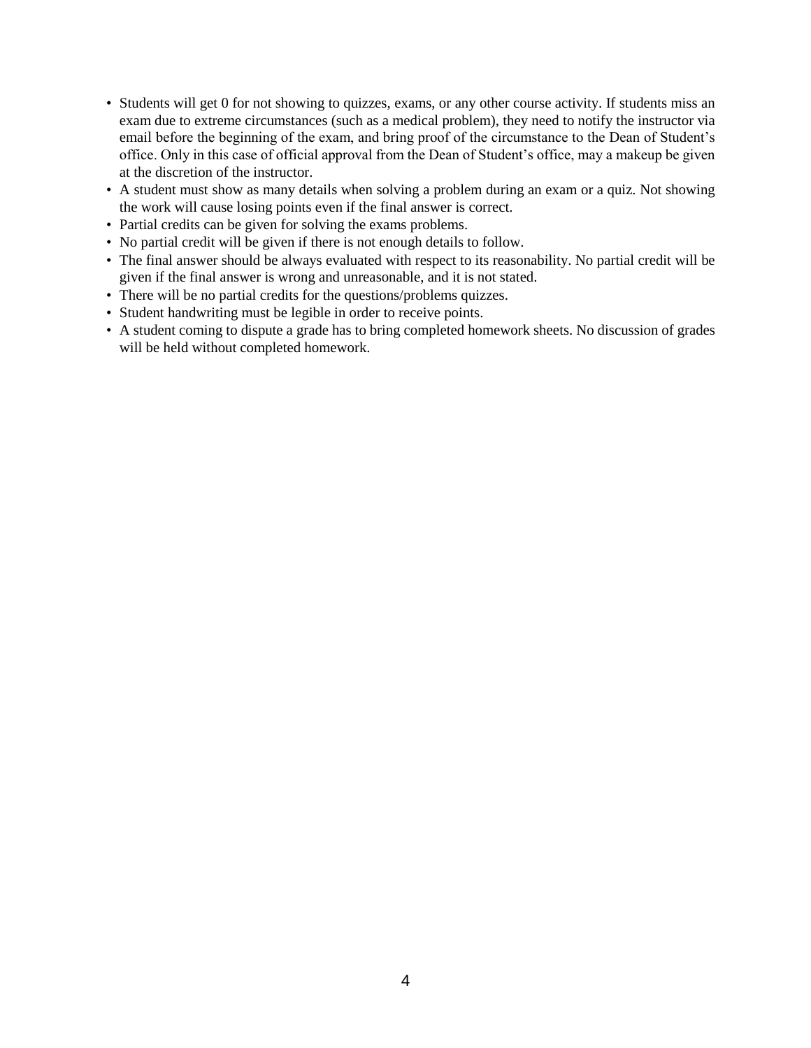- Students will get 0 for not showing to quizzes, exams, or any other course activity. If students miss an exam due to extreme circumstances (such as a medical problem), they need to notify the instructor via email before the beginning of the exam, and bring proof of the circumstance to the Dean of Student's office. Only in this case of official approval from the Dean of Student's office, may a makeup be given at the discretion of the instructor.
- A student must show as many details when solving a problem during an exam or a quiz. Not showing the work will cause losing points even if the final answer is correct.
- Partial credits can be given for solving the exams problems.
- No partial credit will be given if there is not enough details to follow.
- The final answer should be always evaluated with respect to its reasonability. No partial credit will be given if the final answer is wrong and unreasonable, and it is not stated.
- There will be no partial credits for the questions/problems quizzes.
- Student handwriting must be legible in order to receive points.
- A student coming to dispute a grade has to bring completed homework sheets. No discussion of grades will be held without completed homework.